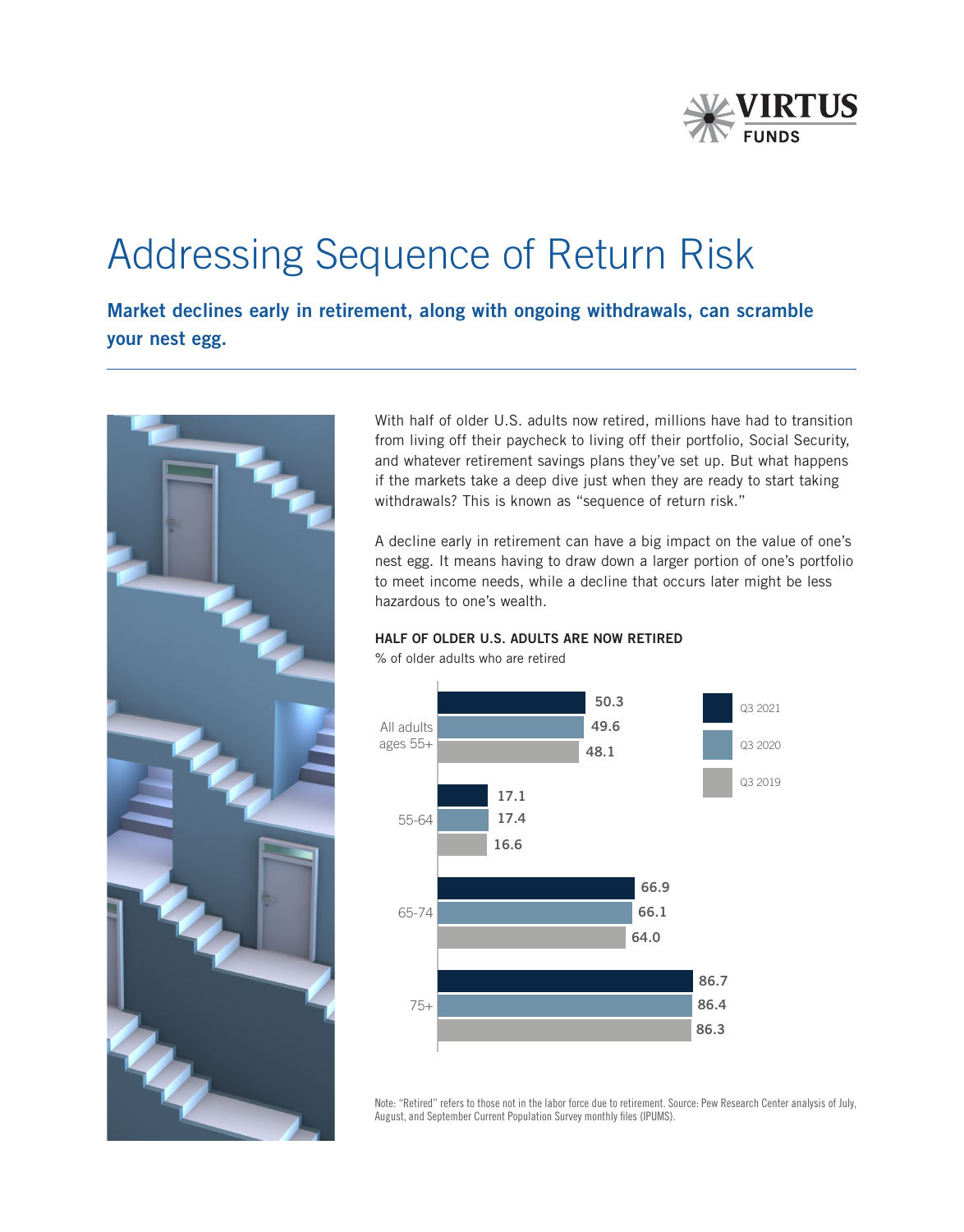# Addressing Sequence of Return Risk

**Market declines early in retirement, along with ongoing withdrawals, can scramble your nest egg.**

With half of older U.S. adults now retired, millions have had to transition from living off their paycheck to living off their portfolio, Social Security, and whatever retirement savings plans they've set up. But what happens if the markets take a deep dive just when they are ready to start taking withdrawals? This is known as "sequence of return risk."

A decline early in retirement can have a big impact on the value of one's nest egg. It means having to draw down a larger portion of one's portfolio to meet income needs, while a decline that occurs later might be less hazardous to one's wealth.

**HALF OF OLDER U.S. ADULTS ARE NOW RETIRED**

% of older adults who are retired

| | Q3 2021 | Q3 2020 | Q3 2019 |
|---|---|---|---|
| All adults ages 55+ | 50.3 | 49.6 | 48.1 |
| 55-64 | 17.1 | 17.4 | 16.6 |
| 65-74 | 66.9 | 66.1 | 64.0 |
| 75+ | 86.7 | 86.4 | 86.3 |

Note: "Retired" refers to those not in the labor force due to retirement. Source: Pew Research Center analysis of July, August, and September Current Population Survey monthly files (IPUMS).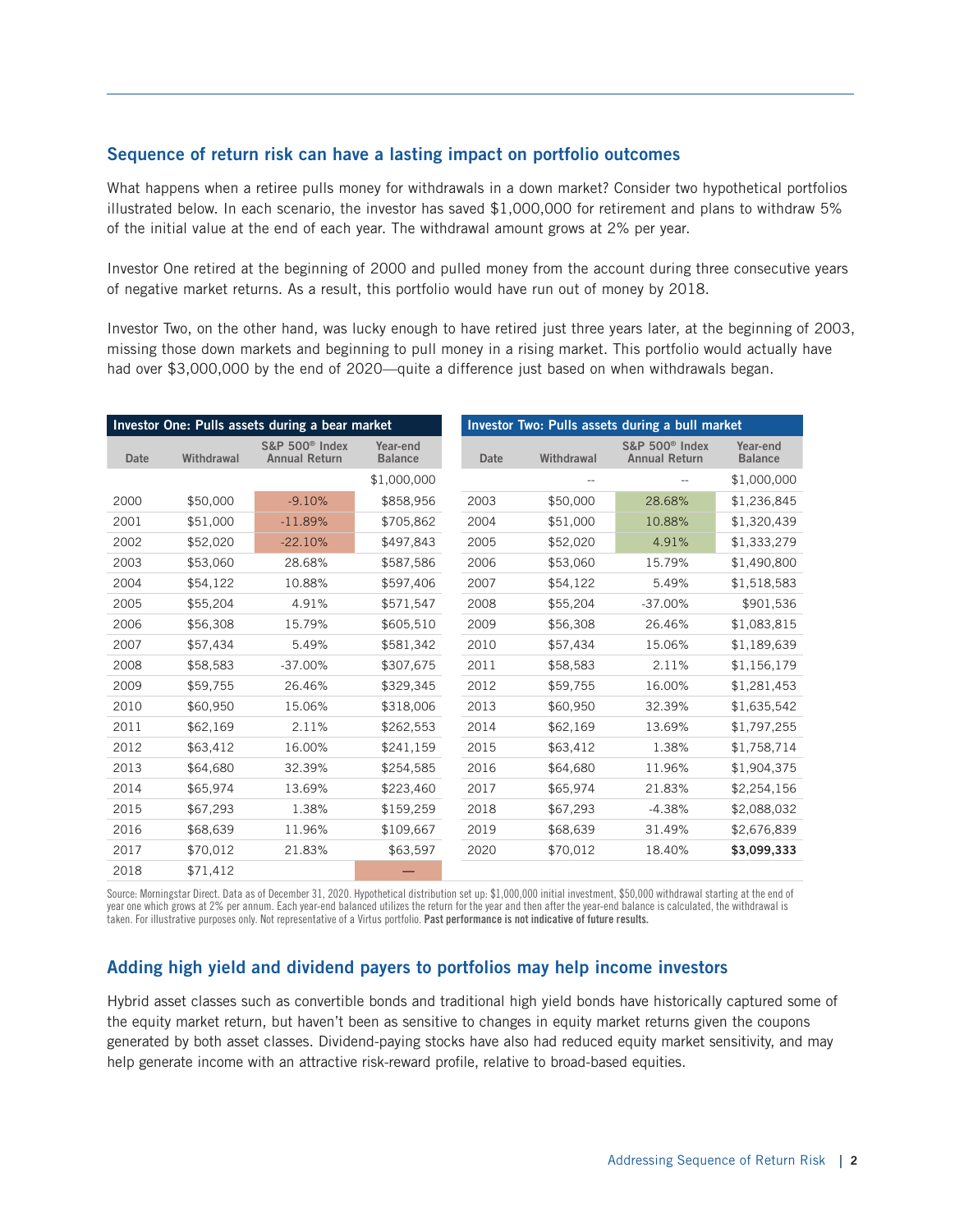## Sequence of return risk can have a lasting impact on portfolio outcomes

What happens when a retiree pulls money for withdrawals in a down market? Consider two hypothetical portfolios illustrated below. In each scenario, the investor has saved $1,000,000 for retirement and plans to withdraw 5% of the initial value at the end of each year. The withdrawal amount grows at 2% per year.

Investor One retired at the beginning of 2000 and pulled money from the account during three consecutive years of negative market returns. As a result, this portfolio would have run out of money by 2018.

Investor Two, on the other hand, was lucky enough to have retired just three years later, at the beginning of 2003, missing those down markets and beginning to pull money in a rising market. This portfolio would actually have had over $3,000,000 by the end of 2020—quite a difference just based on when withdrawals began.

**Investor One: Pulls assets during a bear market**

| Date | Withdrawal | S&P 500® Index Annual Return | Year-end Balance |
|---|---|---|---|
| | | | $1,000,000 |
| 2000 | $50,000 | -9.10% | $858,956 |
| 2001 | $51,000 | -11.89% | $705,862 |
| 2002 | $52,020 | -22.10% | $497,843 |
| 2003 | $53,060 | 28.68% | $587,586 |
| 2004 | $54,122 | 10.88% | $597,406 |
| 2005 | $55,204 | 4.91% | $571,547 |
| 2006 | $56,308 | 15.79% | $605,510 |
| 2007 | $57,434 | 5.49% | $581,342 |
| 2008 | $58,583 | -37.00% | $307,675 |
| 2009 | $59,755 | 26.46% | $329,345 |
| 2010 | $60,950 | 15.06% | $318,006 |
| 2011 | $62,169 | 2.11% | $262,553 |
| 2012 | $63,412 | 16.00% | $241,159 |
| 2013 | $64,680 | 32.39% | $254,585 |
| 2014 | $65,974 | 13.69% | $223,460 |
| 2015 | $67,293 | 1.38% | $159,259 |
| 2016 | $68,639 | 11.96% | $109,667 |
| 2017 | $70,012 | 21.83% | $63,597 |
| 2018 | $71,412 | | — |

**Investor Two: Pulls assets during a bull market**

| Date | Withdrawal | S&P 500® Index Annual Return | Year-end Balance |
|---|---|---|---|
| | -- | -- | $1,000,000 |
| 2003 | $50,000 | 28.68% | $1,236,845 |
| 2004 | $51,000 | 10.88% | $1,320,439 |
| 2005 | $52,020 | 4.91% | $1,333,279 |
| 2006 | $53,060 | 15.79% | $1,490,800 |
| 2007 | $54,122 | 5.49% | $1,518,583 |
| 2008 | $55,204 | -37.00% | $901,536 |
| 2009 | $56,308 | 26.46% | $1,083,815 |
| 2010 | $57,434 | 15.06% | $1,189,639 |
| 2011 | $58,583 | 2.11% | $1,156,179 |
| 2012 | $59,755 | 16.00% | $1,281,453 |
| 2013 | $60,950 | 32.39% | $1,635,542 |
| 2014 | $62,169 | 13.69% | $1,797,255 |
| 2015 | $63,412 | 1.38% | $1,758,714 |
| 2016 | $64,680 | 11.96% | $1,904,375 |
| 2017 | $65,974 | 21.83% | $2,254,156 |
| 2018 | $67,293 | -4.38% | $2,088,032 |
| 2019 | $68,639 | 31.49% | $2,676,839 |
| 2020 | $70,012 | 18.40% | **$3,099,333** |

Source: Morningstar Direct. Data as of December 31, 2020. Hypothetical distribution set up: $1,000,000 initial investment, $50,000 withdrawal starting at the end of year one which grows at 2% per annum. Each year-end balanced utilizes the return for the year and then after the year-end balance is calculated, the withdrawal is taken. For illustrative purposes only. Not representative of a Virtus portfolio. **Past performance is not indicative of future results.**

## Adding high yield and dividend payers to portfolios may help income investors

Hybrid asset classes such as convertible bonds and traditional high yield bonds have historically captured some of the equity market return, but haven't been as sensitive to changes in equity market returns given the coupons generated by both asset classes. Dividend-paying stocks have also had reduced equity market sensitivity, and may help generate income with an attractive risk-reward profile, relative to broad-based equities.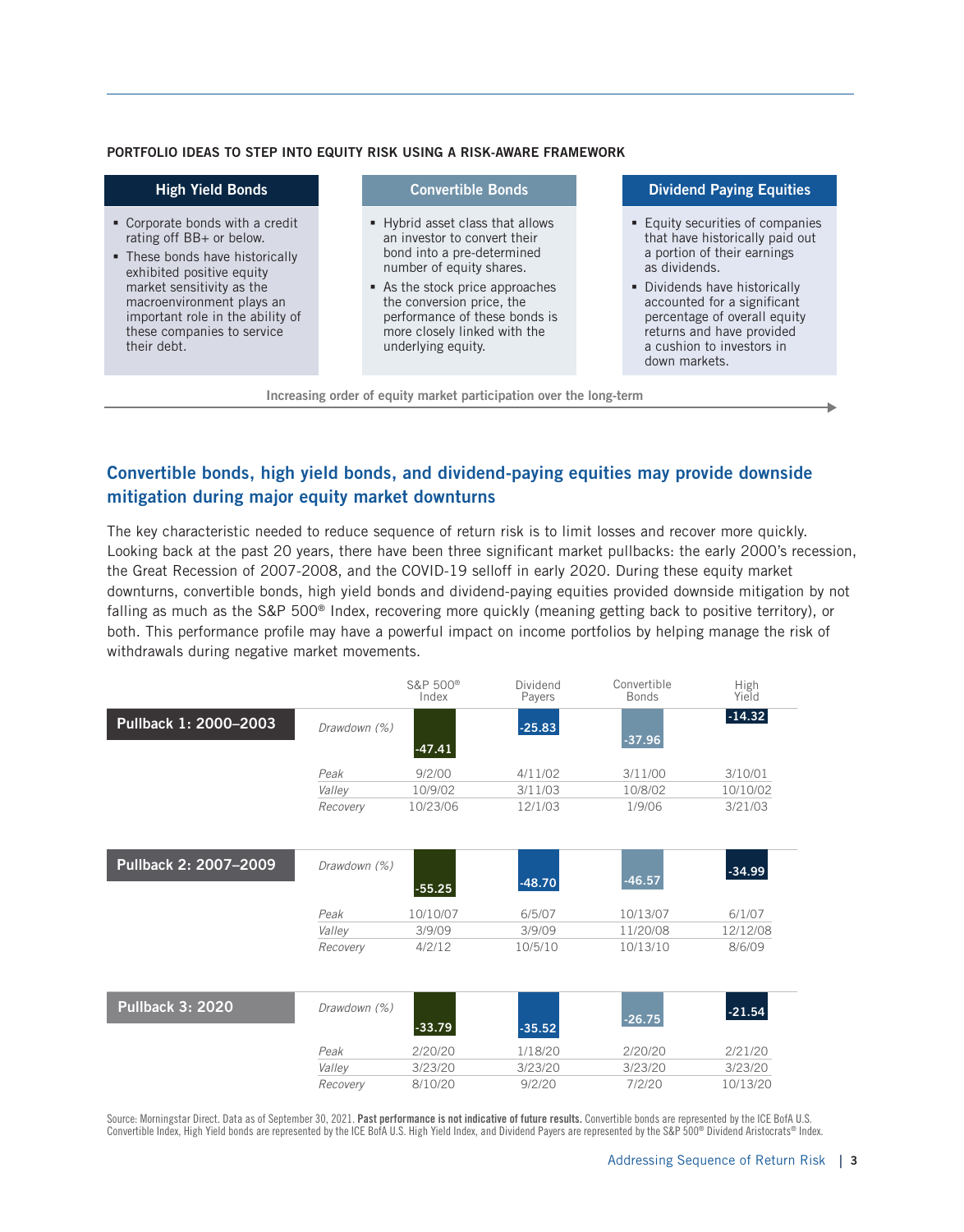**PORTFOLIO IDEAS TO STEP INTO EQUITY RISK USING A RISK-AWARE FRAMEWORK**

| High Yield Bonds | Convertible Bonds | Dividend Paying Equities |
| --- | --- | --- |
| ▪ Corporate bonds with a credit rating off BB+ or below.<br>▪ These bonds have historically exhibited positive equity market sensitivity as the macroenvironment plays an important role in the ability of these companies to service their debt. | ▪ Hybrid asset class that allows an investor to convert their bond into a pre-determined number of equity shares.<br>▪ As the stock price approaches the conversion price, the performance of these bonds is more closely linked with the underlying equity. | ▪ Equity securities of companies that have historically paid out a portion of their earnings as dividends.<br>▪ Dividends have historically accounted for a significant percentage of overall equity returns and have provided a cushion to investors in down markets. |

Increasing order of equity market participation over the long-term →

## Convertible bonds, high yield bonds, and dividend-paying equities may provide downside mitigation during major equity market downturns

The key characteristic needed to reduce sequence of return risk is to limit losses and recover more quickly. Looking back at the past 20 years, there have been three significant market pullbacks: the early 2000's recession, the Great Recession of 2007-2008, and the COVID-19 selloff in early 2020. During these equity market downturns, convertible bonds, high yield bonds and dividend-paying equities provided downside mitigation by not falling as much as the S&P 500® Index, recovering more quickly (meaning getting back to positive territory), or both. This performance profile may have a powerful impact on income portfolios by helping manage the risk of withdrawals during negative market movements.

| | | S&P 500® Index | Dividend Payers | Convertible Bonds | High Yield |
| --- | --- | --- | --- | --- | --- |
| **Pullback 1: 2000–2003** | *Drawdown (%)* | -47.41 | -25.83 | -37.96 | -14.32 |
| | *Peak* | 9/2/00 | 4/11/02 | 3/11/00 | 3/10/01 |
| | *Valley* | 10/9/02 | 3/11/03 | 10/8/02 | 10/10/02 |
| | *Recovery* | 10/23/06 | 12/1/03 | 1/9/06 | 3/21/03 |
| **Pullback 2: 2007–2009** | *Drawdown (%)* | -55.25 | -48.70 | -46.57 | -34.99 |
| | *Peak* | 10/10/07 | 6/5/07 | 10/13/07 | 6/1/07 |
| | *Valley* | 3/9/09 | 3/9/09 | 11/20/08 | 12/12/08 |
| | *Recovery* | 4/2/12 | 10/5/10 | 10/13/10 | 8/6/09 |
| **Pullback 3: 2020** | *Drawdown (%)* | -33.79 | -35.52 | -26.75 | -21.54 |
| | *Peak* | 2/20/20 | 1/18/20 | 2/20/20 | 2/21/20 |
| | *Valley* | 3/23/20 | 3/23/20 | 3/23/20 | 3/23/20 |
| | *Recovery* | 8/10/20 | 9/2/20 | 7/2/20 | 10/13/20 |

Source: Morningstar Direct. Data as of September 30, 2021. **Past performance is not indicative of future results.** Convertible bonds are represented by the ICE BofA U.S. Convertible Index, High Yield bonds are represented by the ICE BofA U.S. High Yield Index, and Dividend Payers are represented by the S&P 500® Dividend Aristocrats® Index.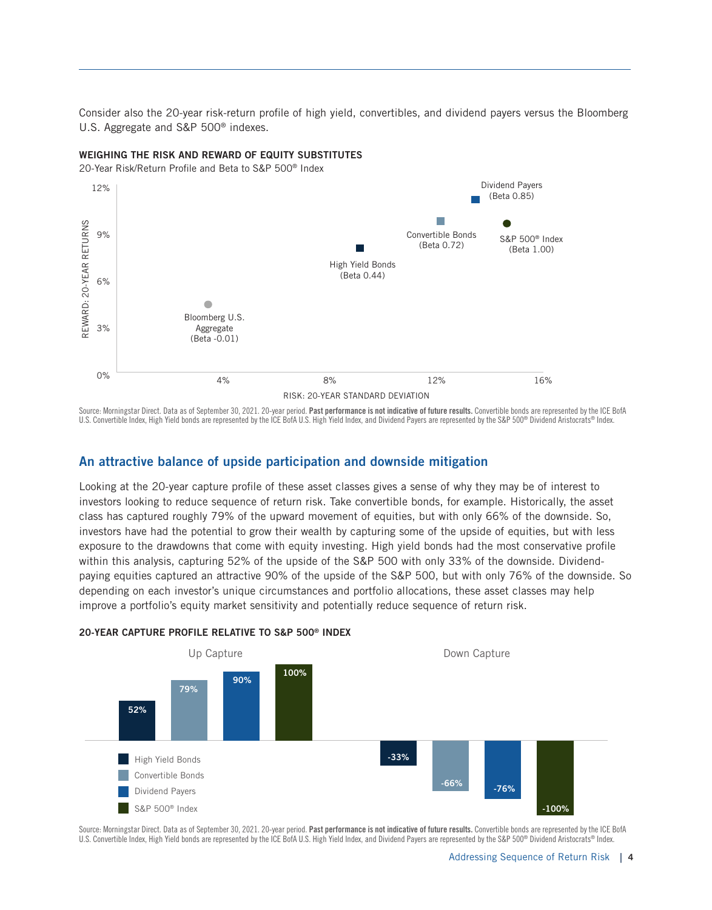Consider also the 20-year risk-return profile of high yield, convertibles, and dividend payers versus the Bloomberg U.S. Aggregate and S&P 500® indexes.

**WEIGHING THE RISK AND REWARD OF EQUITY SUBSTITUTES**

20-Year Risk/Return Profile and Beta to S&P 500® Index

| Asset | Beta |
|---|---|
| Bloomberg U.S. Aggregate | -0.01 |
| High Yield Bonds | 0.44 |
| Convertible Bonds | 0.72 |
| Dividend Payers | 0.85 |
| S&P 500® Index | 1.00 |

REWARD: 20-YEAR RETURNS / RISK: 20-YEAR STANDARD DEVIATION

Source: Morningstar Direct. Data as of September 30, 2021. 20-year period. **Past performance is not indicative of future results.** Convertible bonds are represented by the ICE BofA U.S. Convertible Index, High Yield bonds are represented by the ICE BofA U.S. High Yield Index, and Dividend Payers are represented by the S&P 500® Dividend Aristocrats® Index.

## An attractive balance of upside participation and downside mitigation

Looking at the 20-year capture profile of these asset classes gives a sense of why they may be of interest to investors looking to reduce sequence of return risk. Take convertible bonds, for example. Historically, the asset class has captured roughly 79% of the upward movement of equities, but with only 66% of the downside. So, investors have had the potential to grow their wealth by capturing some of the upside of equities, but with less exposure to the drawdowns that come with equity investing. High yield bonds had the most conservative profile within this analysis, capturing 52% of the upside of the S&P 500 with only 33% of the downside. Dividend-paying equities captured an attractive 90% of the upside of the S&P 500, but with only 76% of the downside. So depending on each investor's unique circumstances and portfolio allocations, these asset classes may help improve a portfolio's equity market sensitivity and potentially reduce sequence of return risk.

**20-YEAR CAPTURE PROFILE RELATIVE TO S&P 500® INDEX**

| | Up Capture | Down Capture |
|---|---|---|
| High Yield Bonds | 52% | -33% |
| Convertible Bonds | 79% | -66% |
| Dividend Payers | 90% | -76% |
| S&P 500® Index | 100% | -100% |

Source: Morningstar Direct. Data as of September 30, 2021. 20-year period. **Past performance is not indicative of future results.** Convertible bonds are represented by the ICE BofA U.S. Convertible Index, High Yield bonds are represented by the ICE BofA U.S. High Yield Index, and Dividend Payers are represented by the S&P 500® Dividend Aristocrats® Index.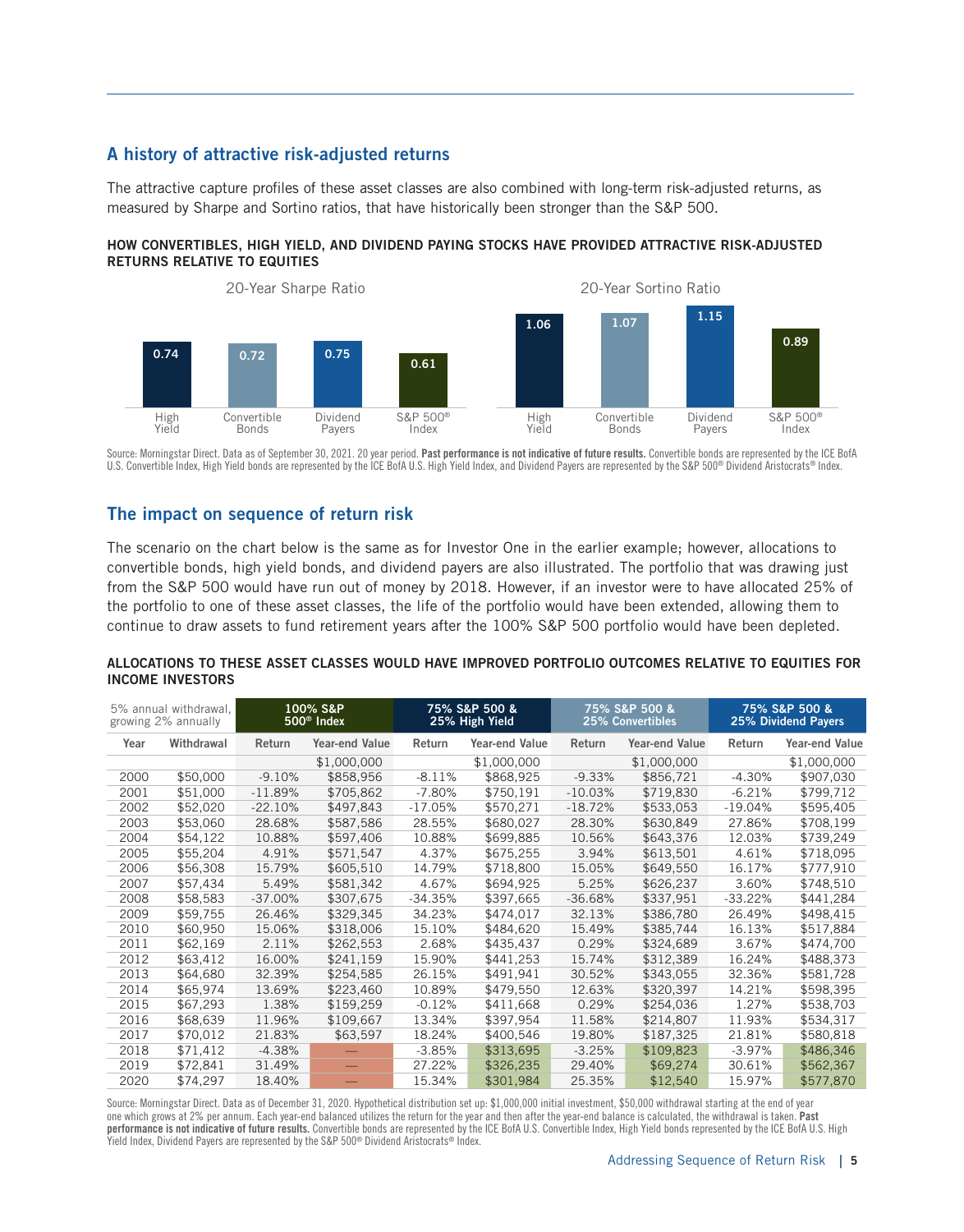## A history of attractive risk-adjusted returns

The attractive capture profiles of these asset classes are also combined with long-term risk-adjusted returns, as measured by Sharpe and Sortino ratios, that have historically been stronger than the S&P 500.

**HOW CONVERTIBLES, HIGH YIELD, AND DIVIDEND PAYING STOCKS HAVE PROVIDED ATTRACTIVE RISK-ADJUSTED RETURNS RELATIVE TO EQUITIES**

| | High Yield | Convertible Bonds | Dividend Payers | S&P 500® Index |
|---|---|---|---|---|
| 20-Year Sharpe Ratio | 0.74 | 0.72 | 0.75 | 0.61 |
| 20-Year Sortino Ratio | 1.06 | 1.07 | 1.15 | 0.89 |

Source: Morningstar Direct. Data as of September 30, 2021. 20 year period. **Past performance is not indicative of future results.** Convertible bonds are represented by the ICE BofA U.S. Convertible Index, High Yield bonds are represented by the ICE BofA U.S. High Yield Index, and Dividend Payers are represented by the S&P 500® Dividend Aristocrats® Index.

## The impact on sequence of return risk

The scenario on the chart below is the same as for Investor One in the earlier example; however, allocations to convertible bonds, high yield bonds, and dividend payers are also illustrated. The portfolio that was drawing just from the S&P 500 would have run out of money by 2018. However, if an investor were to have allocated 25% of the portfolio to one of these asset classes, the life of the portfolio would have been extended, allowing them to continue to draw assets to fund retirement years after the 100% S&P 500 portfolio would have been depleted.

**ALLOCATIONS TO THESE ASSET CLASSES WOULD HAVE IMPROVED PORTFOLIO OUTCOMES RELATIVE TO EQUITIES FOR INCOME INVESTORS**

| 5% annual withdrawal, growing 2% annually | | 100% S&P 500® Index | | 75% S&P 500 & 25% High Yield | | 75% S&P 500 & 25% Convertibles | | 75% S&P 500 & 25% Dividend Payers | |
|---|---|---|---|---|---|---|---|---|---|
| Year | Withdrawal | Return | Year-end Value | Return | Year-end Value | Return | Year-end Value | Return | Year-end Value |
| | | | $1,000,000 | | $1,000,000 | | $1,000,000 | | $1,000,000 |
| 2000 | $50,000 | -9.10% | $858,956 | -8.11% | $868,925 | -9.33% | $856,721 | -4.30% | $907,030 |
| 2001 | $51,000 | -11.89% | $705,862 | -7.80% | $750,191 | -10.03% | $719,830 | -6.21% | $799,712 |
| 2002 | $52,020 | -22.10% | $497,843 | -17.05% | $570,271 | -18.72% | $533,053 | -19.04% | $595,405 |
| 2003 | $53,060 | 28.68% | $587,586 | 28.55% | $680,027 | 28.30% | $630,849 | 27.86% | $708,199 |
| 2004 | $54,122 | 10.88% | $597,406 | 10.88% | $699,885 | 10.56% | $643,376 | 12.03% | $739,249 |
| 2005 | $55,204 | 4.91% | $571,547 | 4.37% | $675,255 | 3.94% | $613,501 | 4.61% | $718,095 |
| 2006 | $56,308 | 15.79% | $605,510 | 14.79% | $718,800 | 15.05% | $649,550 | 16.17% | $777,910 |
| 2007 | $57,434 | 5.49% | $581,342 | 4.67% | $694,925 | 5.25% | $626,237 | 3.60% | $748,510 |
| 2008 | $58,583 | -37.00% | $307,675 | -34.35% | $397,665 | -36.68% | $337,951 | -33.22% | $441,284 |
| 2009 | $59,755 | 26.46% | $329,345 | 34.23% | $474,017 | 32.13% | $386,780 | 26.49% | $498,415 |
| 2010 | $60,950 | 15.06% | $318,006 | 15.10% | $484,620 | 15.49% | $385,744 | 16.13% | $517,884 |
| 2011 | $62,169 | 2.11% | $262,553 | 2.68% | $435,437 | 0.29% | $324,689 | 3.67% | $474,700 |
| 2012 | $63,412 | 16.00% | $241,159 | 15.90% | $441,253 | 15.74% | $312,389 | 16.24% | $488,373 |
| 2013 | $64,680 | 32.39% | $254,585 | 26.15% | $491,941 | 30.52% | $343,055 | 32.36% | $581,728 |
| 2014 | $65,974 | 13.69% | $223,460 | 10.89% | $479,550 | 12.63% | $320,397 | 14.21% | $598,395 |
| 2015 | $67,293 | 1.38% | $159,259 | -0.12% | $411,668 | 0.29% | $254,036 | 1.27% | $538,703 |
| 2016 | $68,639 | 11.96% | $109,667 | 13.34% | $397,954 | 11.58% | $214,807 | 11.93% | $534,317 |
| 2017 | $70,012 | 21.83% | $63,597 | 18.24% | $400,546 | 19.80% | $187,325 | 21.81% | $580,818 |
| 2018 | $71,412 | -4.38% | — | -3.85% | $313,695 | -3.25% | $109,823 | -3.97% | $486,346 |
| 2019 | $72,841 | 31.49% | — | 27.22% | $326,235 | 29.40% | $69,274 | 30.61% | $562,367 |
| 2020 | $74,297 | 18.40% | — | 15.34% | $301,984 | 25.35% | $12,540 | 15.97% | $577,870 |

Source: Morningstar Direct. Data as of December 31, 2020. Hypothetical distribution set up: $1,000,000 initial investment, $50,000 withdrawal starting at the end of year one which grows at 2% per annum. Each year-end balanced utilizes the return for the year and then after the year-end balance is calculated, the withdrawal is taken. **Past performance is not indicative of future results.** Convertible bonds are represented by the ICE BofA U.S. Convertible Index, High Yield bonds represented by the ICE BofA U.S. High Yield Index, Dividend Payers are represented by the S&P 500® Dividend Aristocrats® Index.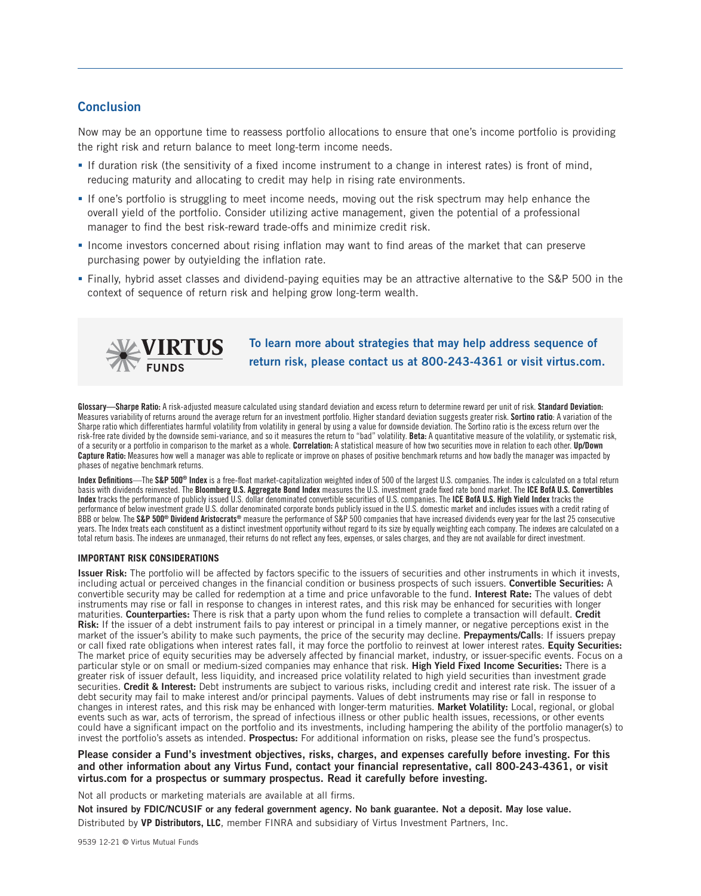## Conclusion

Now may be an opportune time to reassess portfolio allocations to ensure that one's income portfolio is providing the right risk and return balance to meet long-term income needs.

- If duration risk (the sensitivity of a fixed income instrument to a change in interest rates) is front of mind, reducing maturity and allocating to credit may help in rising rate environments.
- If one's portfolio is struggling to meet income needs, moving out the risk spectrum may help enhance the overall yield of the portfolio. Consider utilizing active management, given the potential of a professional manager to find the best risk-reward trade-offs and minimize credit risk.
- Income investors concerned about rising inflation may want to find areas of the market that can preserve purchasing power by outyielding the inflation rate.
- Finally, hybrid asset classes and dividend-paying equities may be an attractive alternative to the S&P 500 in the context of sequence of return risk and helping grow long-term wealth.

VIRTUS FUNDS

**To learn more about strategies that may help address sequence of return risk, please contact us at 800-243-4361 or visit virtus.com.**

**Glossary—Sharpe Ratio:** A risk-adjusted measure calculated using standard deviation and excess return to determine reward per unit of risk. **Standard Deviation:** Measures variability of returns around the average return for an investment portfolio. Higher standard deviation suggests greater risk. **Sortino ratio**: A variation of the Sharpe ratio which differentiates harmful volatility from volatility in general by using a value for downside deviation. The Sortino ratio is the excess return over the risk-free rate divided by the downside semi-variance, and so it measures the return to "bad" volatility. **Beta:** A quantitative measure of the volatility, or systematic risk, of a security or a portfolio in comparison to the market as a whole. **Correlation:** A statistical measure of how two securities move in relation to each other. **Up/Down Capture Ratio:** Measures how well a manager was able to replicate or improve on phases of positive benchmark returns and how badly the manager was impacted by phases of negative benchmark returns.

**Index Definitions**—The **S&P 500® Index** is a free-float market-capitalization weighted index of 500 of the largest U.S. companies. The index is calculated on a total return basis with dividends reinvested. The **Bloomberg U.S. Aggregate Bond Index** measures the U.S. investment grade fixed rate bond market. The **ICE BofA U.S. Convertibles Index** tracks the performance of publicly issued U.S. dollar denominated convertible securities of U.S. companies. The **ICE BofA U.S. High Yield Index** tracks the performance of below investment grade U.S. dollar denominated corporate bonds publicly issued in the U.S. domestic market and includes issues with a credit rating of BBB or below. The **S&P 500® Dividend Aristocrats®** measure the performance of S&P 500 companies that have increased dividends every year for the last 25 consecutive years. The Index treats each constituent as a distinct investment opportunity without regard to its size by equally weighting each company. The indexes are calculated on a total return basis. The indexes are unmanaged, their returns do not reflect any fees, expenses, or sales charges, and they are not available for direct investment.

**IMPORTANT RISK CONSIDERATIONS**

**Issuer Risk:** The portfolio will be affected by factors specific to the issuers of securities and other instruments in which it invests, including actual or perceived changes in the financial condition or business prospects of such issuers. **Convertible Securities:** A convertible security may be called for redemption at a time and price unfavorable to the fund. **Interest Rate:** The values of debt instruments may rise or fall in response to changes in interest rates, and this risk may be enhanced for securities with longer maturities. **Counterparties:** There is risk that a party upon whom the fund relies to complete a transaction will default. **Credit Risk:** If the issuer of a debt instrument fails to pay interest or principal in a timely manner, or negative perceptions exist in the market of the issuer's ability to make such payments, the price of the security may decline. **Prepayments/Calls**: If issuers prepay or call fixed rate obligations when interest rates fall, it may force the portfolio to reinvest at lower interest rates. **Equity Securities:** The market price of equity securities may be adversely affected by financial market, industry, or issuer-specific events. Focus on a particular style or on small or medium-sized companies may enhance that risk. **High Yield Fixed Income Securities:** There is a greater risk of issuer default, less liquidity, and increased price volatility related to high yield securities than investment grade securities. **Credit & Interest:** Debt instruments are subject to various risks, including credit and interest rate risk. The issuer of a debt security may fail to make interest and/or principal payments. Values of debt instruments may rise or fall in response to changes in interest rates, and this risk may be enhanced with longer-term maturities. **Market Volatility:** Local, regional, or global events such as war, acts of terrorism, the spread of infectious illness or other public health issues, recessions, or other events could have a significant impact on the portfolio and its investments, including hampering the ability of the portfolio manager(s) to invest the portfolio's assets as intended. **Prospectus:** For additional information on risks, please see the fund's prospectus.

**Please consider a Fund's investment objectives, risks, charges, and expenses carefully before investing. For this and other information about any Virtus Fund, contact your financial representative, call 800-243-4361, or visit virtus.com for a prospectus or summary prospectus. Read it carefully before investing.**

Not all products or marketing materials are available at all firms.

**Not insured by FDIC/NCUSIF or any federal government agency. No bank guarantee. Not a deposit. May lose value.**

Distributed by **VP Distributors, LLC**, member FINRA and subsidiary of Virtus Investment Partners, Inc.

9539 12-21 © Virtus Mutual Funds